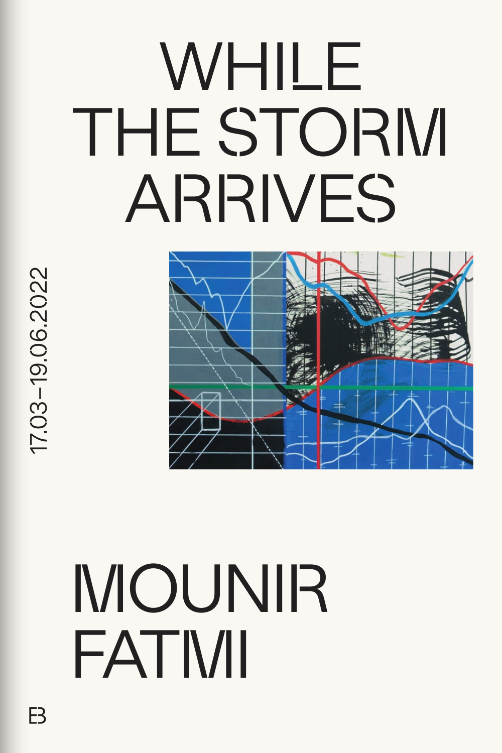# WHILE THE STORM ARRIVES

17.03–19.06.2022

## MOUNIR FATMI

EB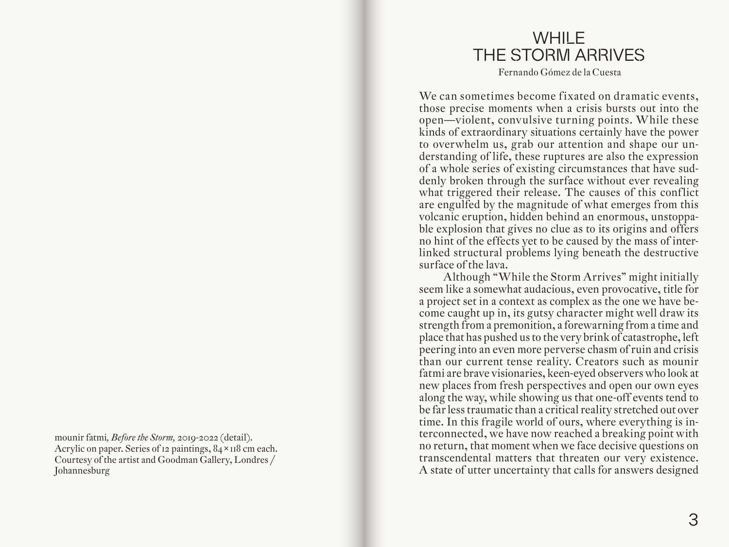mounir fatmi, *Before the Storm*, 2019-2022 (detail). Acrylic on paper. Series of 12 paintings, 84 × 118 cm each. Courtesy of the artist and Goodman Gallery, Londres / Johannesburg

# WHILE THE STORM ARRIVES

Fernando Gómez de la Cuesta

We can sometimes become fixated on dramatic events, those precise moments when a crisis bursts out into the open—violent, convulsive turning points. While these kinds of extraordinary situations certainly have the power to overwhelm us, grab our attention and shape our understanding of life, these ruptures are also the expression of a whole series of existing circumstances that have suddenly broken through the surface without ever revealing what triggered their release. The causes of this conflict are engulfed by the magnitude of what emerges from this volcanic eruption, hidden behind an enormous, unstoppable explosion that gives no clue as to its origins and offers no hint of the effects yet to be caused by the mass of interlinked structural problems lying beneath the destructive surface of the lava.

Although "While the Storm Arrives" might initially seem like a somewhat audacious, even provocative, title for a project set in a context as complex as the one we have become caught up in, its gutsy character might well draw its strength from a premonition, a forewarning from a time and place that has pushed us to the very brink of catastrophe, left peering into an even more perverse chasm of ruin and crisis than our current tense reality. Creators such as mounir fatmi are brave visionaries, keen-eyed observers who look at new places from fresh perspectives and open our own eyes along the way, while showing us that one-off events tend to be far less traumatic than a critical reality stretched out over time. In this fragile world of ours, where everything is interconnected, we have now reached a breaking point with no return, that moment when we face decisive questions on transcendental matters that threaten our very existence. A state of utter uncertainty that calls for answers designed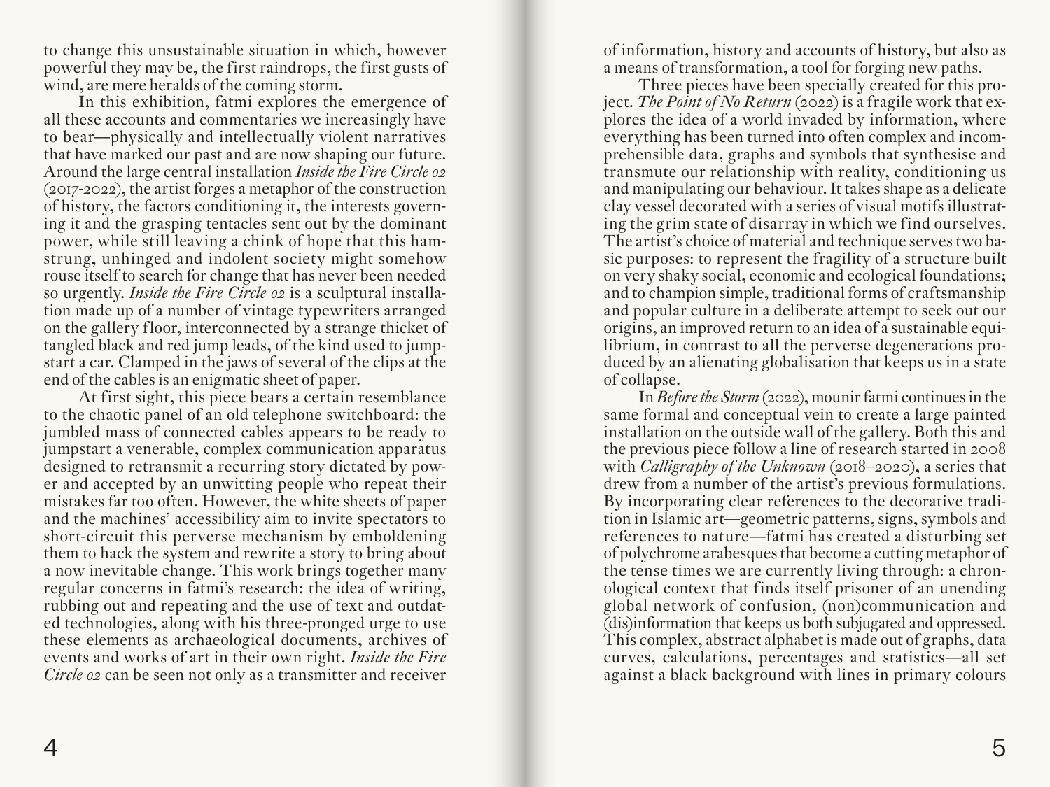to change this unsustainable situation in which, however powerful they may be, the first raindrops, the first gusts of wind, are mere heralds of the coming storm.

In this exhibition, fatmi explores the emergence of all these accounts and commentaries we increasingly have to bear—physically and intellectually violent narratives that have marked our past and are now shaping our future. Around the large central installation *Inside the Fire Circle 02* (2017-2022), the artist forges a metaphor of the construction of history, the factors conditioning it, the interests governing it and the grasping tentacles sent out by the dominant power, while still leaving a chink of hope that this hamstrung, unhinged and indolent society might somehow rouse itself to search for change that has never been needed so urgently. *Inside the Fire Circle 02* is a sculptural installation made up of a number of vintage typewriters arranged on the gallery floor, interconnected by a strange thicket of tangled black and red jump leads, of the kind used to jumpstart a car. Clamped in the jaws of several of the clips at the end of the cables is an enigmatic sheet of paper.

At first sight, this piece bears a certain resemblance to the chaotic panel of an old telephone switchboard: the jumbled mass of connected cables appears to be ready to jumpstart a venerable, complex communication apparatus designed to retransmit a recurring story dictated by power and accepted by an unwitting people who repeat their mistakes far too often. However, the white sheets of paper and the machines' accessibility aim to invite spectators to short-circuit this perverse mechanism by emboldening them to hack the system and rewrite a story to bring about a now inevitable change. This work brings together many regular concerns in fatmi's research: the idea of writing, rubbing out and repeating and the use of text and outdated technologies, along with his three-pronged urge to use these elements as archaeological documents, archives of events and works of art in their own right. *Inside the Fire Circle 02* can be seen not only as a transmitter and receiver of information, history and accounts of history, but also as a means of transformation, a tool for forging new paths.

Three pieces have been specially created for this project. *The Point of No Return* (2022) is a fragile work that explores the idea of a world invaded by information, where everything has been turned into often complex and incomprehensible data, graphs and symbols that synthesise and transmute our relationship with reality, conditioning us and manipulating our behaviour. It takes shape as a delicate clay vessel decorated with a series of visual motifs illustrating the grim state of disarray in which we find ourselves. The artist's choice of material and technique serves two basic purposes: to represent the fragility of a structure built on very shaky social, economic and ecological foundations; and to champion simple, traditional forms of craftsmanship and popular culture in a deliberate attempt to seek out our origins, an improved return to an idea of a sustainable equilibrium, in contrast to all the perverse degenerations produced by an alienating globalisation that keeps us in a state of collapse.

In *Before the Storm* (2022), mounir fatmi continues in the same formal and conceptual vein to create a large painted installation on the outside wall of the gallery. Both this and the previous piece follow a line of research started in 2008 with *Calligraphy of the Unknown* (2018–2020), a series that drew from a number of the artist's previous formulations. By incorporating clear references to the decorative tradition in Islamic art—geometric patterns, signs, symbols and references to nature—fatmi has created a disturbing set of polychrome arabesques that become a cutting metaphor of the tense times we are currently living through: a chronological context that finds itself prisoner of an unending global network of confusion, (non)communication and (dis)information that keeps us both subjugated and oppressed. This complex, abstract alphabet is made out of graphs, data curves, calculations, percentages and statistics—all set against a black background with lines in primary colours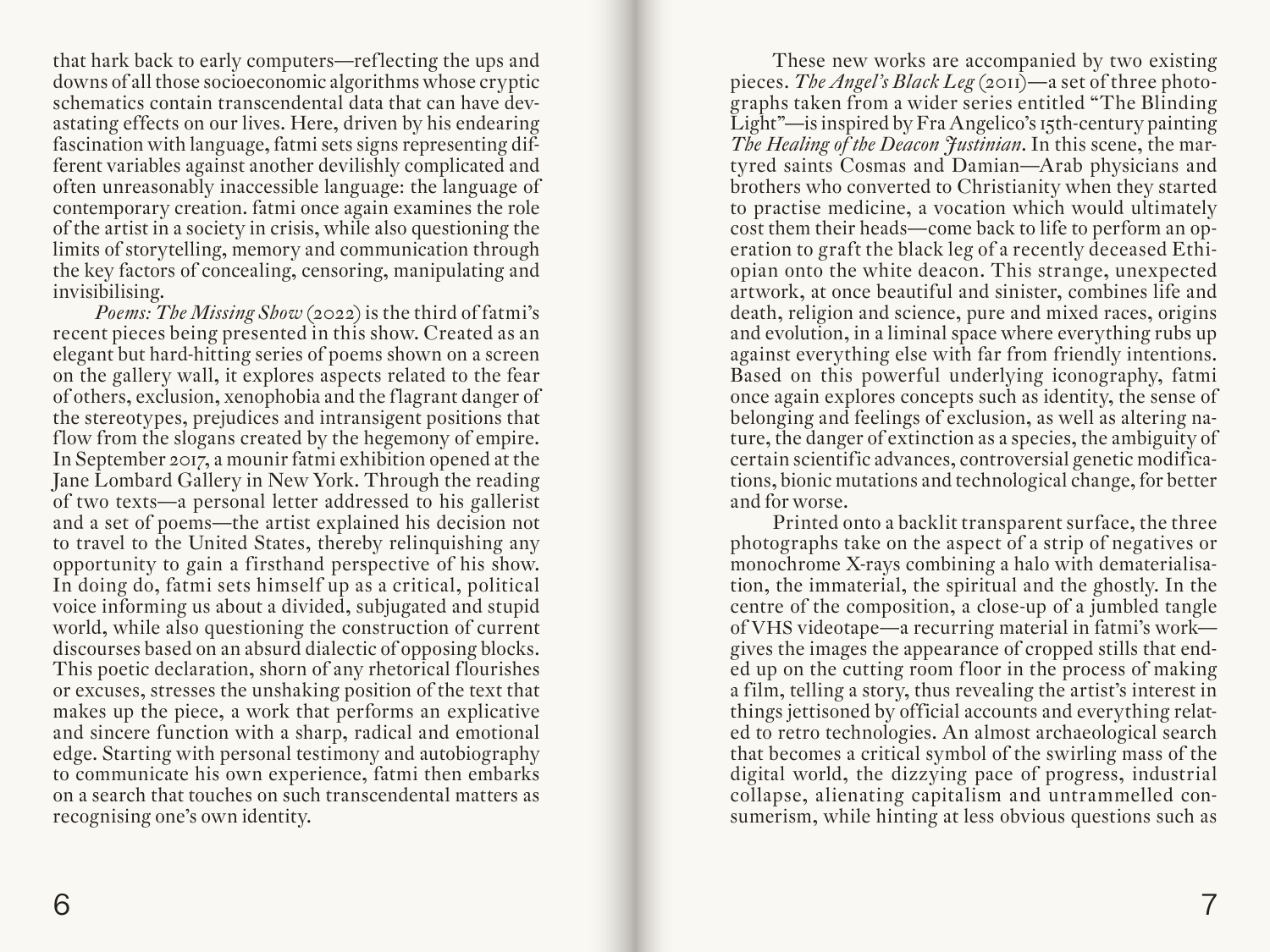that hark back to early computers—reflecting the ups and downs of all those socioeconomic algorithms whose cryptic schematics contain transcendental data that can have devastating effects on our lives. Here, driven by his endearing fascination with language, fatmi sets signs representing different variables against another devilishly complicated and often unreasonably inaccessible language: the language of contemporary creation. fatmi once again examines the role of the artist in a society in crisis, while also questioning the limits of storytelling, memory and communication through the key factors of concealing, censoring, manipulating and invisibilising.

*Poems: The Missing Show* (2022) is the third of fatmi's recent pieces being presented in this show. Created as an elegant but hard-hitting series of poems shown on a screen on the gallery wall, it explores aspects related to the fear of others, exclusion, xenophobia and the flagrant danger of the stereotypes, prejudices and intransigent positions that flow from the slogans created by the hegemony of empire. In September 2017, a mounir fatmi exhibition opened at the Jane Lombard Gallery in New York. Through the reading of two texts—a personal letter addressed to his gallerist and a set of poems—the artist explained his decision not to travel to the United States, thereby relinquishing any opportunity to gain a firsthand perspective of his show. In doing do, fatmi sets himself up as a critical, political voice informing us about a divided, subjugated and stupid world, while also questioning the construction of current discourses based on an absurd dialectic of opposing blocks. This poetic declaration, shorn of any rhetorical flourishes or excuses, stresses the unshaking position of the text that makes up the piece, a work that performs an explicative and sincere function with a sharp, radical and emotional edge. Starting with personal testimony and autobiography to communicate his own experience, fatmi then embarks on a search that touches on such transcendental matters as recognising one's own identity.

These new works are accompanied by two existing pieces. *The Angel's Black Leg* (2011)—a set of three photographs taken from a wider series entitled "The Blinding Light"—is inspired by Fra Angelico's 15th-century painting *The Healing of the Deacon Justinian*. In this scene, the martyred saints Cosmas and Damian—Arab physicians and brothers who converted to Christianity when they started to practise medicine, a vocation which would ultimately cost them their heads—come back to life to perform an operation to graft the black leg of a recently deceased Ethiopian onto the white deacon. This strange, unexpected artwork, at once beautiful and sinister, combines life and death, religion and science, pure and mixed races, origins and evolution, in a liminal space where everything rubs up against everything else with far from friendly intentions. Based on this powerful underlying iconography, fatmi once again explores concepts such as identity, the sense of belonging and feelings of exclusion, as well as altering nature, the danger of extinction as a species, the ambiguity of certain scientific advances, controversial genetic modifications, bionic mutations and technological change, for better and for worse.

Printed onto a backlit transparent surface, the three photographs take on the aspect of a strip of negatives or monochrome X-rays combining a halo with dematerialisation, the immaterial, the spiritual and the ghostly. In the centre of the composition, a close-up of a jumbled tangle of VHS videotape—a recurring material in fatmi's work—gives the images the appearance of cropped stills that ended up on the cutting room floor in the process of making a film, telling a story, thus revealing the artist's interest in things jettisoned by official accounts and everything related to retro technologies. An almost archaeological search that becomes a critical symbol of the swirling mass of the digital world, the dizzying pace of progress, industrial collapse, alienating capitalism and untrammelled consumerism, while hinting at less obvious questions such as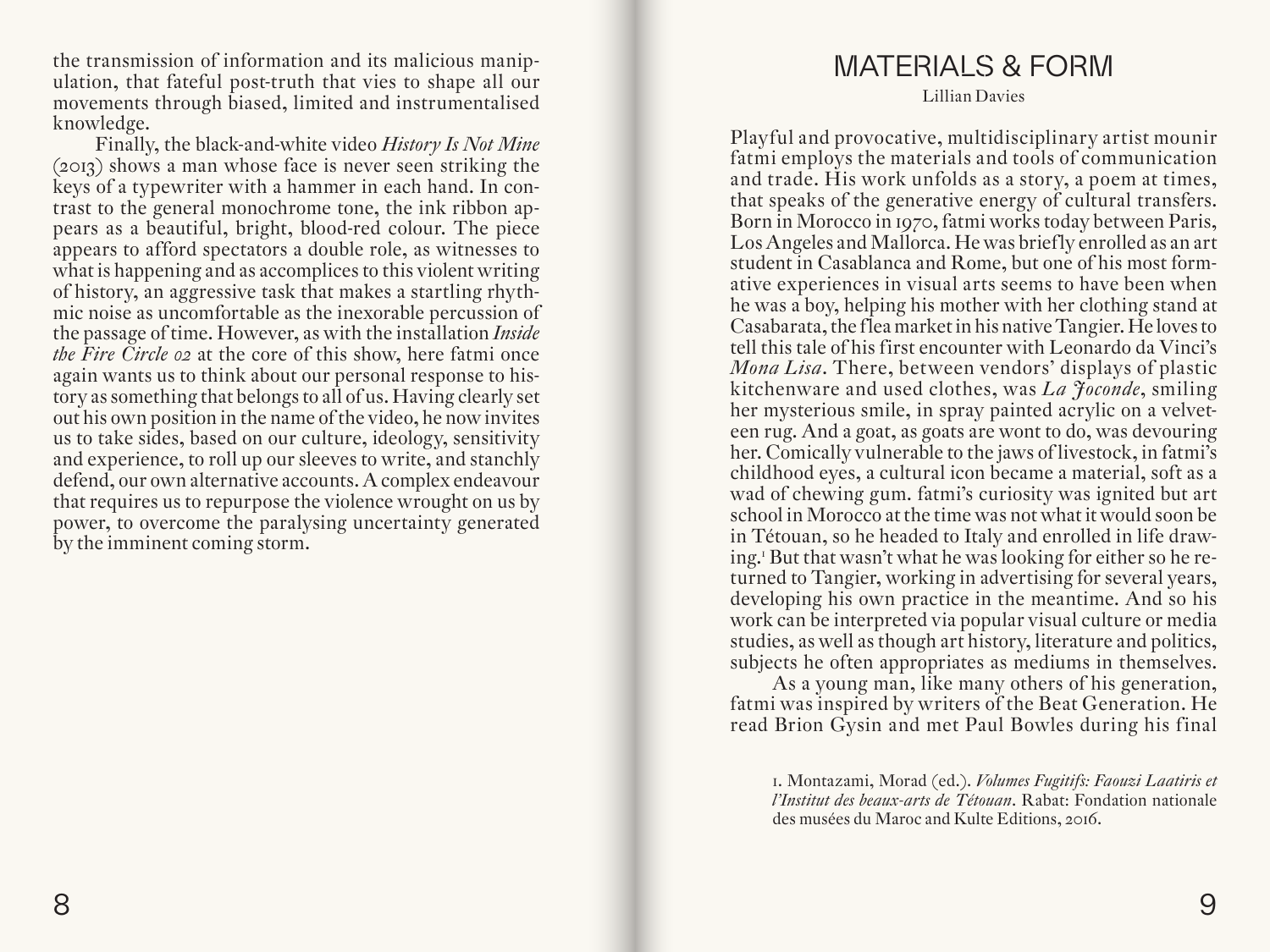the transmission of information and its malicious manipulation, that fateful post-truth that vies to shape all our movements through biased, limited and instrumentalised knowledge.

Finally, the black-and-white video *History Is Not Mine* (2013) shows a man whose face is never seen striking the keys of a typewriter with a hammer in each hand. In contrast to the general monochrome tone, the ink ribbon appears as a beautiful, bright, blood-red colour. The piece appears to afford spectators a double role, as witnesses to what is happening and as accomplices to this violent writing of history, an aggressive task that makes a startling rhythmic noise as uncomfortable as the inexorable percussion of the passage of time. However, as with the installation *Inside the Fire Circle 02* at the core of this show, here fatmi once again wants us to think about our personal response to history as something that belongs to all of us. Having clearly set out his own position in the name of the video, he now invites us to take sides, based on our culture, ideology, sensitivity and experience, to roll up our sleeves to write, and stanchly defend, our own alternative accounts. A complex endeavour that requires us to repurpose the violence wrought on us by power, to overcome the paralysing uncertainty generated by the imminent coming storm.

# MATERIALS & FORM

Lillian Davies

Playful and provocative, multidisciplinary artist mounir fatmi employs the materials and tools of communication and trade. His work unfolds as a story, a poem at times, that speaks of the generative energy of cultural transfers. Born in Morocco in 1970, fatmi works today between Paris, Los Angeles and Mallorca. He was briefly enrolled as an art student in Casablanca and Rome, but one of his most formative experiences in visual arts seems to have been when he was a boy, helping his mother with her clothing stand at Casabarata, the flea market in his native Tangier. He loves to tell this tale of his first encounter with Leonardo da Vinci's *Mona Lisa*. There, between vendors' displays of plastic kitchenware and used clothes, was *La Joconde*, smiling her mysterious smile, in spray painted acrylic on a velveteen rug. And a goat, as goats are wont to do, was devouring her. Comically vulnerable to the jaws of livestock, in fatmi's childhood eyes, a cultural icon became a material, soft as a wad of chewing gum. fatmi's curiosity was ignited but art school in Morocco at the time was not what it would soon be in Tétouan, so he headed to Italy and enrolled in life drawing.[1] But that wasn't what he was looking for either so he returned to Tangier, working in advertising for several years, developing his own practice in the meantime. And so his work can be interpreted via popular visual culture or media studies, as well as though art history, literature and politics, subjects he often appropriates as mediums in themselves.

As a young man, like many others of his generation, fatmi was inspired by writers of the Beat Generation. He read Brion Gysin and met Paul Bowles during his final

1. Montazami, Morad (ed.). *Volumes Fugitifs: Faouzi Laatiris et l'Institut des beaux-arts de Tétouan*. Rabat: Fondation nationale des musées du Maroc and Kulte Editions, 2016.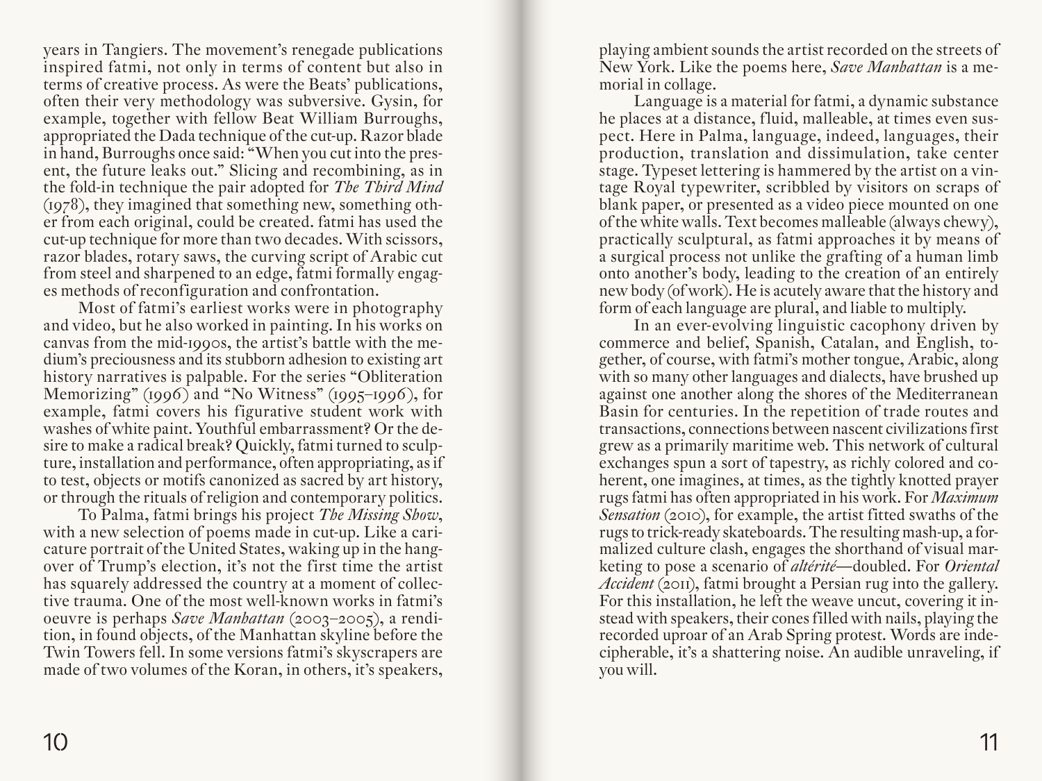years in Tangiers. The movement's renegade publications inspired fatmi, not only in terms of content but also in terms of creative process. As were the Beats' publications, often their very methodology was subversive. Gysin, for example, together with fellow Beat William Burroughs, appropriated the Dada technique of the cut-up. Razor blade in hand, Burroughs once said: "When you cut into the present, the future leaks out." Slicing and recombining, as in the fold-in technique the pair adopted for *The Third Mind* (1978), they imagined that something new, something other from each original, could be created. fatmi has used the cut-up technique for more than two decades. With scissors, razor blades, rotary saws, the curving script of Arabic cut from steel and sharpened to an edge, fatmi formally engages methods of reconfiguration and confrontation.

Most of fatmi's earliest works were in photography and video, but he also worked in painting. In his works on canvas from the mid-1990s, the artist's battle with the medium's preciousness and its stubborn adhesion to existing art history narratives is palpable. For the series "Obliteration Memorizing" (1996) and "No Witness" (1995–1996), for example, fatmi covers his figurative student work with washes of white paint. Youthful embarrassment? Or the desire to make a radical break? Quickly, fatmi turned to sculpture, installation and performance, often appropriating, as if to test, objects or motifs canonized as sacred by art history, or through the rituals of religion and contemporary politics.

To Palma, fatmi brings his project *The Missing Show*, with a new selection of poems made in cut-up. Like a caricature portrait of the United States, waking up in the hangover of Trump's election, it's not the first time the artist has squarely addressed the country at a moment of collective trauma. One of the most well-known works in fatmi's oeuvre is perhaps *Save Manhattan* (2003–2005), a rendition, in found objects, of the Manhattan skyline before the Twin Towers fell. In some versions fatmi's skyscrapers are made of two volumes of the Koran, in others, it's speakers, playing ambient sounds the artist recorded on the streets of New York. Like the poems here, *Save Manhattan* is a memorial in collage.

Language is a material for fatmi, a dynamic substance he places at a distance, fluid, malleable, at times even suspect. Here in Palma, language, indeed, languages, their production, translation and dissimulation, take center stage. Typeset lettering is hammered by the artist on a vintage Royal typewriter, scribbled by visitors on scraps of blank paper, or presented as a video piece mounted on one of the white walls. Text becomes malleable (always chewy), practically sculptural, as fatmi approaches it by means of a surgical process not unlike the grafting of a human limb onto another's body, leading to the creation of an entirely new body (of work). He is acutely aware that the history and form of each language are plural, and liable to multiply.

In an ever-evolving linguistic cacophony driven by commerce and belief, Spanish, Catalan, and English, together, of course, with fatmi's mother tongue, Arabic, along with so many other languages and dialects, have brushed up against one another along the shores of the Mediterranean Basin for centuries. In the repetition of trade routes and transactions, connections between nascent civilizations first grew as a primarily maritime web. This network of cultural exchanges spun a sort of tapestry, as richly colored and coherent, one imagines, at times, as the tightly knotted prayer rugs fatmi has often appropriated in his work. For *Maximum Sensation* (2010), for example, the artist fitted swaths of the rugs to trick-ready skateboards. The resulting mash-up, a formalized culture clash, engages the shorthand of visual marketing to pose a scenario of *altérité*—doubled. For *Oriental Accident* (2011), fatmi brought a Persian rug into the gallery. For this installation, he left the weave uncut, covering it instead with speakers, their cones filled with nails, playing the recorded uproar of an Arab Spring protest. Words are indecipherable, it's a shattering noise. An audible unraveling, if you will.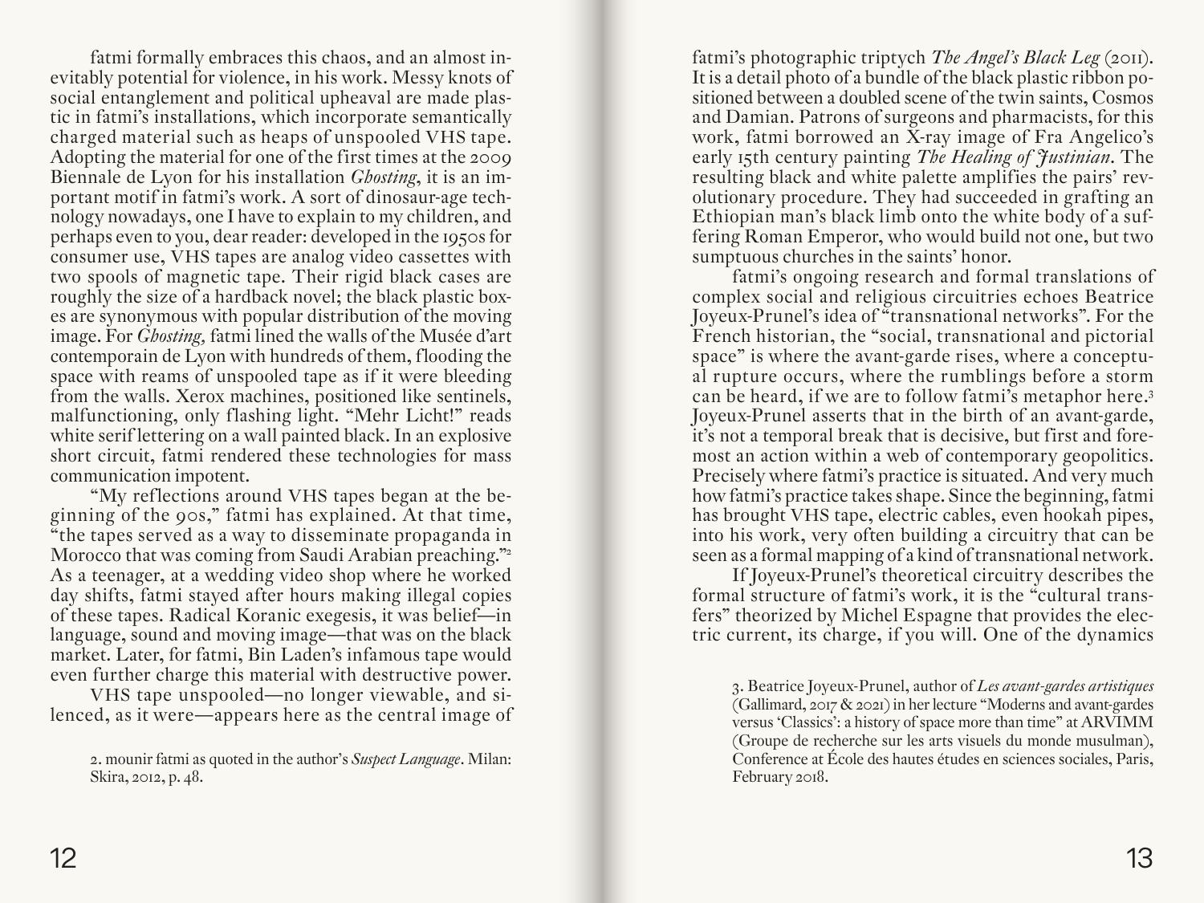fatmi formally embraces this chaos, and an almost inevitably potential for violence, in his work. Messy knots of social entanglement and political upheaval are made plastic in fatmi's installations, which incorporate semantically charged material such as heaps of unspooled VHS tape. Adopting the material for one of the first times at the 2009 Biennale de Lyon for his installation *Ghosting*, it is an important motif in fatmi's work. A sort of dinosaur-age technology nowadays, one I have to explain to my children, and perhaps even to you, dear reader: developed in the 1950s for consumer use, VHS tapes are analog video cassettes with two spools of magnetic tape. Their rigid black cases are roughly the size of a hardback novel; the black plastic boxes are synonymous with popular distribution of the moving image. For *Ghosting,* fatmi lined the walls of the Musée d'art contemporain de Lyon with hundreds of them, flooding the space with reams of unspooled tape as if it were bleeding from the walls. Xerox machines, positioned like sentinels, malfunctioning, only flashing light. "Mehr Licht!" reads white serif lettering on a wall painted black. In an explosive short circuit, fatmi rendered these technologies for mass communication impotent.

"My reflections around VHS tapes began at the beginning of the 90s," fatmi has explained. At that time, "the tapes served as a way to disseminate propaganda in Morocco that was coming from Saudi Arabian preaching."[2] As a teenager, at a wedding video shop where he worked day shifts, fatmi stayed after hours making illegal copies of these tapes. Radical Koranic exegesis, it was belief—in language, sound and moving image—that was on the black market. Later, for fatmi, Bin Laden's infamous tape would even further charge this material with destructive power.

VHS tape unspooled—no longer viewable, and silenced, as it were—appears here as the central image of fatmi's photographic triptych *The Angel's Black Leg* (2011). It is a detail photo of a bundle of the black plastic ribbon positioned between a doubled scene of the twin saints, Cosmos and Damian. Patrons of surgeons and pharmacists, for this work, fatmi borrowed an X-ray image of Fra Angelico's early 15th century painting *The Healing of Justinian*. The resulting black and white palette amplifies the pairs' revolutionary procedure. They had succeeded in grafting an Ethiopian man's black limb onto the white body of a suffering Roman Emperor, who would build not one, but two sumptuous churches in the saints' honor.

fatmi's ongoing research and formal translations of complex social and religious circuitries echoes Beatrice Joyeux-Prunel's idea of "transnational networks". For the French historian, the "social, transnational and pictorial space" is where the avant-garde rises, where a conceptual rupture occurs, where the rumblings before a storm can be heard, if we are to follow fatmi's metaphor here.[3] Joyeux-Prunel asserts that in the birth of an avant-garde, it's not a temporal break that is decisive, but first and foremost an action within a web of contemporary geopolitics. Precisely where fatmi's practice is situated. And very much how fatmi's practice takes shape. Since the beginning, fatmi has brought VHS tape, electric cables, even hookah pipes, into his work, very often building a circuitry that can be seen as a formal mapping of a kind of transnational network.

If Joyeux-Prunel's theoretical circuitry describes the formal structure of fatmi's work, it is the "cultural transfers" theorized by Michel Espagne that provides the electric current, its charge, if you will. One of the dynamics

2. mounir fatmi as quoted in the author's *Suspect Language*. Milan: Skira, 2012, p. 48.

3. Beatrice Joyeux-Prunel, author of *Les avant-gardes artistiques* (Gallimard, 2017 & 2021) in her lecture "Moderns and avant-gardes versus 'Classics': a history of space more than time" at ARVIMM (Groupe de recherche sur les arts visuels du monde musulman), Conference at École des hautes études en sciences sociales, Paris, February 2018.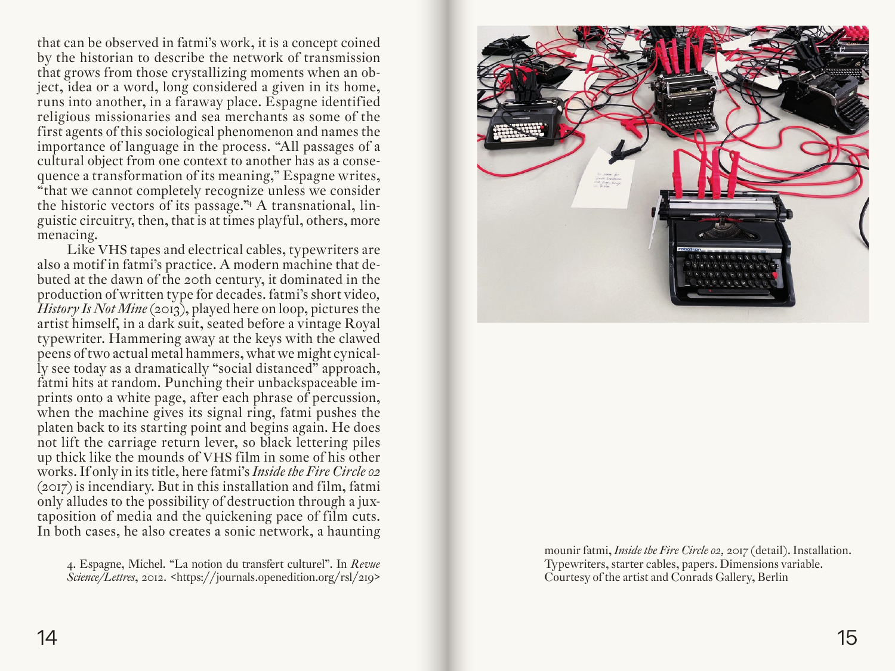that can be observed in fatmi's work, it is a concept coined by the historian to describe the network of transmission that grows from those crystallizing moments when an object, idea or a word, long considered a given in its home, runs into another, in a faraway place. Espagne identified religious missionaries and sea merchants as some of the first agents of this sociological phenomenon and names the importance of language in the process. "All passages of a cultural object from one context to another has as a consequence a transformation of its meaning," Espagne writes, "that we cannot completely recognize unless we consider the historic vectors of its passage."[4] A transnational, linguistic circuitry, then, that is at times playful, others, more menacing.

Like VHS tapes and electrical cables, typewriters are also a motif in fatmi's practice. A modern machine that debuted at the dawn of the 20th century, it dominated in the production of written type for decades. fatmi's short video, *History Is Not Mine* (2013), played here on loop, pictures the artist himself, in a dark suit, seated before a vintage Royal typewriter. Hammering away at the keys with the clawed peens of two actual metal hammers, what we might cynically see today as a dramatically "social distanced" approach, fatmi hits at random. Punching their unbackspaceable imprints onto a white page, after each phrase of percussion, when the machine gives its signal ring, fatmi pushes the platen back to its starting point and begins again. He does not lift the carriage return lever, so black lettering piles up thick like the mounds of VHS film in some of his other works. If only in its title, here fatmi's *Inside the Fire Circle 02* (2017) is incendiary. But in this installation and film, fatmi only alludes to the possibility of destruction through a juxtaposition of media and the quickening pace of film cuts. In both cases, he also creates a sonic network, a haunting

4. Espagne, Michel. "La notion du transfert culturel". In *Revue Science/Lettres*, 2012. <https://journals.openedition.org/rsl/219>

mounir fatmi, *Inside the Fire Circle 02*, 2017 (detail). Installation. Typewriters, starter cables, papers. Dimensions variable. Courtesy of the artist and Conrads Gallery, Berlin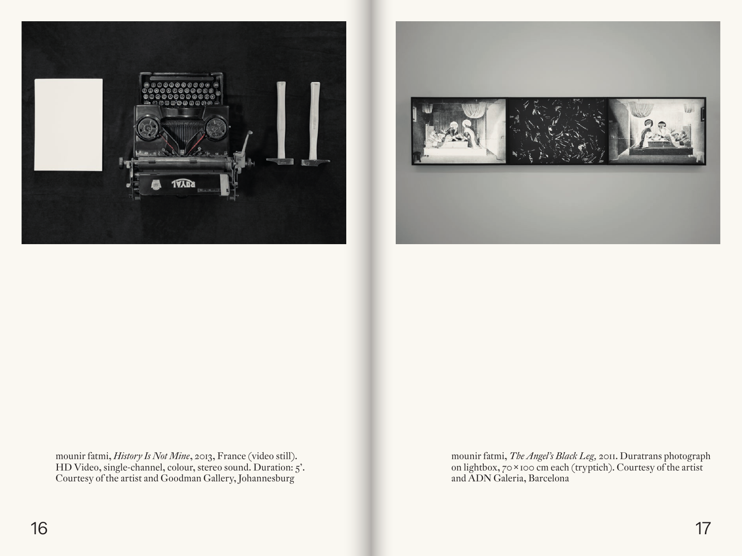mounir fatmi, *History Is Not Mine*, 2013, France (video still). HD Video, single-channel, colour, stereo sound. Duration: 5'. Courtesy of the artist and Goodman Gallery, Johannesburg

mounir fatmi, *The Angel's Black Leg*, 2011. Duratrans photograph on lightbox, 70 × 100 cm each (tryptich). Courtesy of the artist and ADN Galeria, Barcelona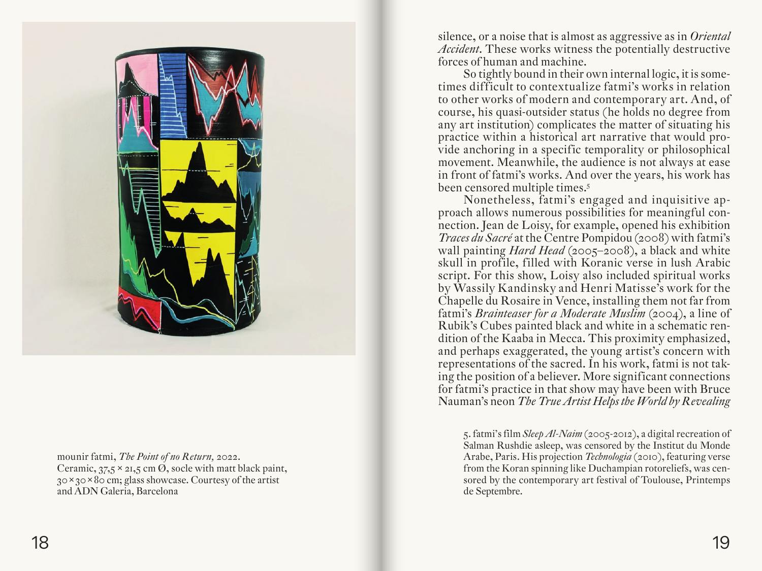mounir fatmi, *The Point of no Return,* 2022.
Ceramic, 37,5 × 21,5 cm Ø, socle with matt black paint, 30 × 30 × 80 cm; glass showcase. Courtesy of the artist and ADN Galeria, Barcelona

silence, or a noise that is almost as aggressive as in *Oriental Accident*. These works witness the potentially destructive forces of human and machine.

So tightly bound in their own internal logic, it is sometimes difficult to contextualize fatmi's works in relation to other works of modern and contemporary art. And, of course, his quasi-outsider status (he holds no degree from any art institution) complicates the matter of situating his practice within a historical art narrative that would provide anchoring in a specific temporality or philosophical movement. Meanwhile, the audience is not always at ease in front of fatmi's works. And over the years, his work has been censored multiple times.[5]

Nonetheless, fatmi's engaged and inquisitive approach allows numerous possibilities for meaningful connection. Jean de Loisy, for example, opened his exhibition *Traces du Sacré* at the Centre Pompidou (2008) with fatmi's wall painting *Hard Head* (2005–2008), a black and white skull in profile, filled with Koranic verse in lush Arabic script. For this show, Loisy also included spiritual works by Wassily Kandinsky and Henri Matisse's work for the Chapelle du Rosaire in Vence, installing them not far from fatmi's *Brainteaser for a Moderate Muslim* (2004), a line of Rubik's Cubes painted black and white in a schematic rendition of the Kaaba in Mecca. This proximity emphasized, and perhaps exaggerated, the young artist's concern with representations of the sacred. In his work, fatmi is not taking the position of a believer. More significant connections for fatmi's practice in that show may have been with Bruce Nauman's neon *The True Artist Helps the World by Revealing*

5. fatmi's film *Sleep Al-Naim* (2005-2012), a digital recreation of Salman Rushdie asleep, was censored by the Institut du Monde Arabe, Paris. His projection *Technologia* (2010), featuring verse from the Koran spinning like Duchampian rotoreliefs, was censored by the contemporary art festival of Toulouse, Printemps de Septembre.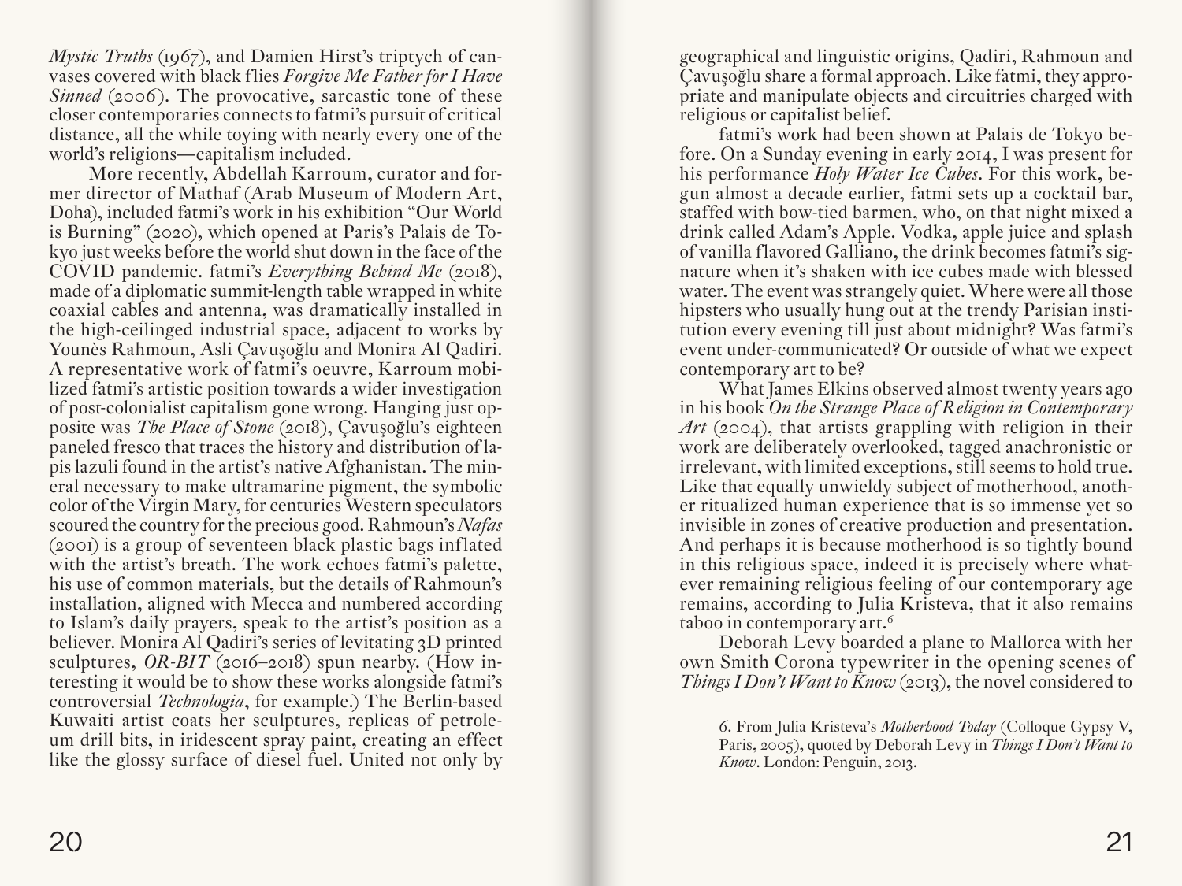*Mystic Truths* (1967), and Damien Hirst's triptych of canvases covered with black flies *Forgive Me Father for I Have Sinned* (2006). The provocative, sarcastic tone of these closer contemporaries connects to fatmi's pursuit of critical distance, all the while toying with nearly every one of the world's religions—capitalism included.

More recently, Abdellah Karroum, curator and former director of Mathaf (Arab Museum of Modern Art, Doha), included fatmi's work in his exhibition "Our World is Burning" (2020), which opened at Paris's Palais de Tokyo just weeks before the world shut down in the face of the COVID pandemic. fatmi's *Everything Behind Me* (2018), made of a diplomatic summit-length table wrapped in white coaxial cables and antenna, was dramatically installed in the high-ceilinged industrial space, adjacent to works by Younès Rahmoun, Asli Çavuşoğlu and Monira Al Qadiri. A representative work of fatmi's oeuvre, Karroum mobilized fatmi's artistic position towards a wider investigation of post-colonialist capitalism gone wrong. Hanging just opposite was *The Place of Stone* (2018), Çavuşoğlu's eighteen paneled fresco that traces the history and distribution of lapis lazuli found in the artist's native Afghanistan. The mineral necessary to make ultramarine pigment, the symbolic color of the Virgin Mary, for centuries Western speculators scoured the country for the precious good. Rahmoun's *Nafas* (2001) is a group of seventeen black plastic bags inflated with the artist's breath. The work echoes fatmi's palette, his use of common materials, but the details of Rahmoun's installation, aligned with Mecca and numbered according to Islam's daily prayers, speak to the artist's position as a believer. Monira Al Qadiri's series of levitating 3D printed sculptures, *OR-BIT* (2016–2018) spun nearby. (How interesting it would be to show these works alongside fatmi's controversial *Technologia*, for example.) The Berlin-based Kuwaiti artist coats her sculptures, replicas of petroleum drill bits, in iridescent spray paint, creating an effect like the glossy surface of diesel fuel. United not only by geographical and linguistic origins, Qadiri, Rahmoun and Çavuşoğlu share a formal approach. Like fatmi, they appropriate and manipulate objects and circuitries charged with religious or capitalist belief.

fatmi's work had been shown at Palais de Tokyo before. On a Sunday evening in early 2014, I was present for his performance *Holy Water Ice Cubes*. For this work, begun almost a decade earlier, fatmi sets up a cocktail bar, staffed with bow-tied barmen, who, on that night mixed a drink called Adam's Apple. Vodka, apple juice and splash of vanilla flavored Galliano, the drink becomes fatmi's signature when it's shaken with ice cubes made with blessed water. The event was strangely quiet. Where were all those hipsters who usually hung out at the trendy Parisian institution every evening till just about midnight? Was fatmi's event under-communicated? Or outside of what we expect contemporary art to be?

What James Elkins observed almost twenty years ago in his book *On the Strange Place of Religion in Contemporary Art* (2004), that artists grappling with religion in their work are deliberately overlooked, tagged anachronistic or irrelevant, with limited exceptions, still seems to hold true. Like that equally unwieldy subject of motherhood, another ritualized human experience that is so immense yet so invisible in zones of creative production and presentation. And perhaps it is because motherhood is so tightly bound in this religious space, indeed it is precisely where whatever remaining religious feeling of our contemporary age remains, according to Julia Kristeva, that it also remains taboo in contemporary art.[6]

Deborah Levy boarded a plane to Mallorca with her own Smith Corona typewriter in the opening scenes of *Things I Don't Want to Know* (2013), the novel considered to

6. From Julia Kristeva's *Motherhood Today* (Colloque Gypsy V, Paris, 2005), quoted by Deborah Levy in *Things I Don't Want to Know*. London: Penguin, 2013.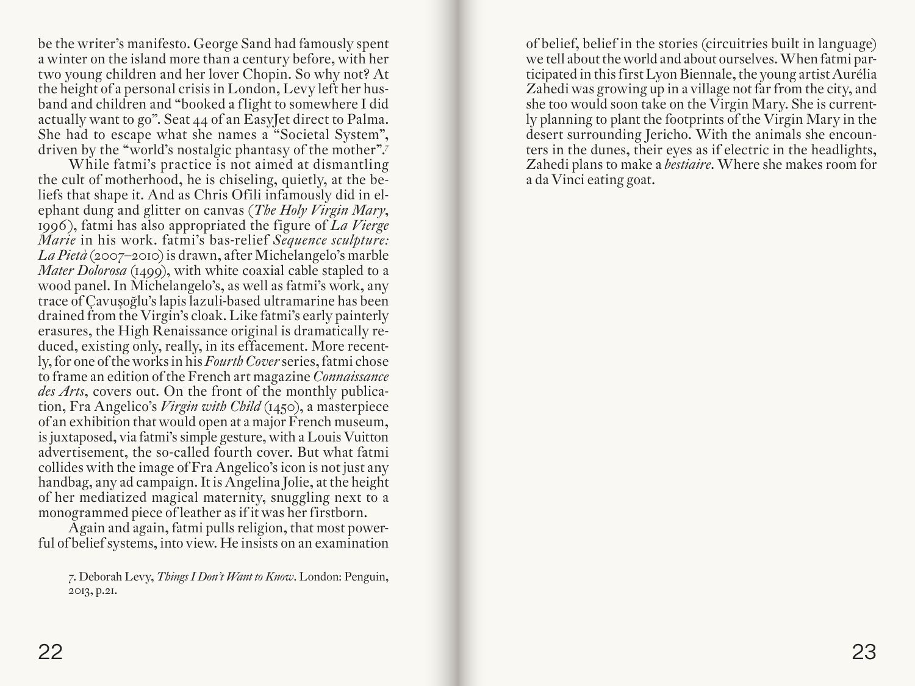be the writer's manifesto. George Sand had famously spent a winter on the island more than a century before, with her two young children and her lover Chopin. So why not? At the height of a personal crisis in London, Levy left her husband and children and "booked a flight to somewhere I did actually want to go". Seat 44 of an EasyJet direct to Palma. She had to escape what she names a "Societal System", driven by the "world's nostalgic phantasy of the mother".[7]

While fatmi's practice is not aimed at dismantling the cult of motherhood, he is chiseling, quietly, at the beliefs that shape it. And as Chris Ofili infamously did in elephant dung and glitter on canvas (*The Holy Virgin Mary*, 1996), fatmi has also appropriated the figure of *La Vierge Marie* in his work. fatmi's bas-relief *Sequence sculpture: La Pietà* (2007–2010) is drawn, after Michelangelo's marble *Mater Dolorosa* (1499), with white coaxial cable stapled to a wood panel. In Michelangelo's, as well as fatmi's work, any trace of Çavuşoğlu's lapis lazuli-based ultramarine has been drained from the Virgin's cloak. Like fatmi's early painterly erasures, the High Renaissance original is dramatically reduced, existing only, really, in its effacement. More recently, for one of the works in his *Fourth Cover* series, fatmi chose to frame an edition of the French art magazine *Connaissance des Arts*, covers out. On the front of the monthly publication, Fra Angelico's *Virgin with Child* (1450), a masterpiece of an exhibition that would open at a major French museum, is juxtaposed, via fatmi's simple gesture, with a Louis Vuitton advertisement, the so-called fourth cover. But what fatmi collides with the image of Fra Angelico's icon is not just any handbag, any ad campaign. It is Angelina Jolie, at the height of her mediatized magical maternity, snuggling next to a monogrammed piece of leather as if it was her firstborn.

Again and again, fatmi pulls religion, that most powerful of belief systems, into view. He insists on an examination of belief, belief in the stories (circuitries built in language) we tell about the world and about ourselves. When fatmi participated in this first Lyon Biennale, the young artist Aurélia Zahedi was growing up in a village not far from the city, and she too would soon take on the Virgin Mary. She is currently planning to plant the footprints of the Virgin Mary in the desert surrounding Jericho. With the animals she encounters in the dunes, their eyes as if electric in the headlights, Zahedi plans to make a *bestiaire*. Where she makes room for a da Vinci eating goat.

7. Deborah Levy, *Things I Don't Want to Know*. London: Penguin, 2013, p.21.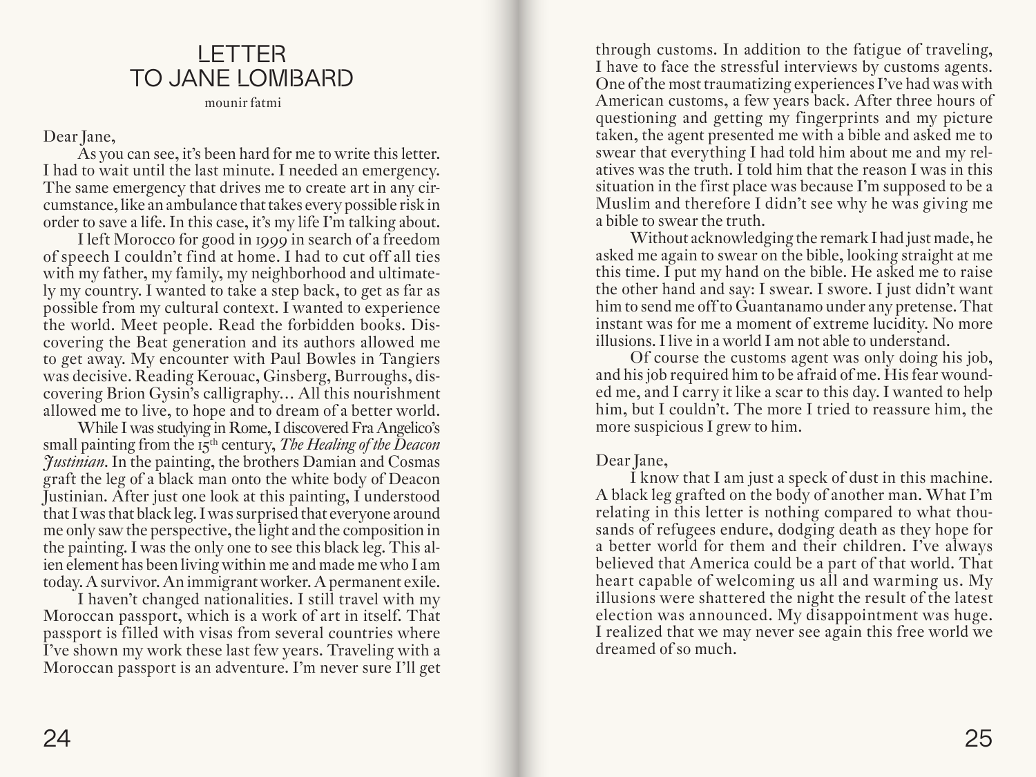# LETTER TO JANE LOMBARD

mounir fatmi

Dear Jane,

As you can see, it's been hard for me to write this letter. I had to wait until the last minute. I needed an emergency. The same emergency that drives me to create art in any circumstance, like an ambulance that takes every possible risk in order to save a life. In this case, it's my life I'm talking about.

I left Morocco for good in 1999 in search of a freedom of speech I couldn't find at home. I had to cut off all ties with my father, my family, my neighborhood and ultimately my country. I wanted to take a step back, to get as far as possible from my cultural context. I wanted to experience the world. Meet people. Read the forbidden books. Discovering the Beat generation and its authors allowed me to get away. My encounter with Paul Bowles in Tangiers was decisive. Reading Kerouac, Ginsberg, Burroughs, discovering Brion Gysin's calligraphy… All this nourishment allowed me to live, to hope and to dream of a better world.

While I was studying in Rome, I discovered Fra Angelico's small painting from the 15th century, *The Healing of the Deacon Justinian*. In the painting, the brothers Damian and Cosmas graft the leg of a black man onto the white body of Deacon Justinian. After just one look at this painting, I understood that I was that black leg. I was surprised that everyone around me only saw the perspective, the light and the composition in the painting. I was the only one to see this black leg. This alien element has been living within me and made me who I am today. A survivor. An immigrant worker. A permanent exile.

I haven't changed nationalities. I still travel with my Moroccan passport, which is a work of art in itself. That passport is filled with visas from several countries where I've shown my work these last few years. Traveling with a Moroccan passport is an adventure. I'm never sure I'll get through customs. In addition to the fatigue of traveling, I have to face the stressful interviews by customs agents. One of the most traumatizing experiences I've had was with American customs, a few years back. After three hours of questioning and getting my fingerprints and my picture taken, the agent presented me with a bible and asked me to swear that everything I had told him about me and my relatives was the truth. I told him that the reason I was in this situation in the first place was because I'm supposed to be a Muslim and therefore I didn't see why he was giving me a bible to swear the truth.

Without acknowledging the remark I had just made, he asked me again to swear on the bible, looking straight at me this time. I put my hand on the bible. He asked me to raise the other hand and say: I swear. I swore. I just didn't want him to send me off to Guantanamo under any pretense. That instant was for me a moment of extreme lucidity. No more illusions. I live in a world I am not able to understand.

Of course the customs agent was only doing his job, and his job required him to be afraid of me. His fear wounded me, and I carry it like a scar to this day. I wanted to help him, but I couldn't. The more I tried to reassure him, the more suspicious I grew to him.

Dear Jane,

I know that I am just a speck of dust in this machine. A black leg grafted on the body of another man. What I'm relating in this letter is nothing compared to what thousands of refugees endure, dodging death as they hope for a better world for them and their children. I've always believed that America could be a part of that world. That heart capable of welcoming us all and warming us. My illusions were shattered the night the result of the latest election was announced. My disappointment was huge. I realized that we may never see again this free world we dreamed of so much.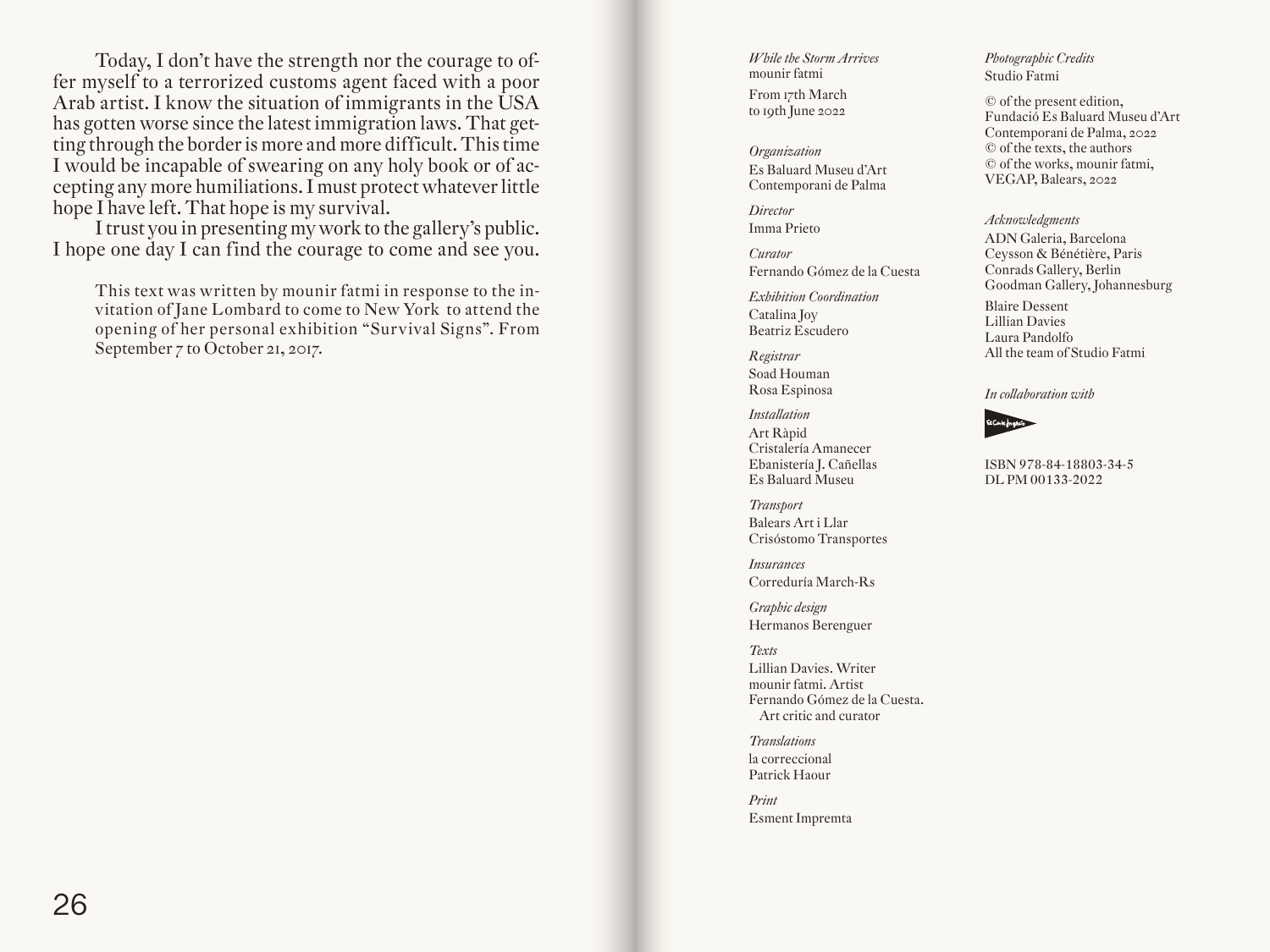Today, I don't have the strength nor the courage to offer myself to a terrorized customs agent faced with a poor Arab artist. I know the situation of immigrants in the USA has gotten worse since the latest immigration laws. That getting through the border is more and more difficult. This time I would be incapable of swearing on any holy book or of accepting any more humiliations. I must protect whatever little hope I have left. That hope is my survival.

I trust you in presenting my work to the gallery's public. I hope one day I can find the courage to come and see you.

> This text was written by mounir fatmi in response to the invitation of Jane Lombard to come to New York to attend the opening of her personal exhibition "Survival Signs". From September 7 to October 21, 2017.

*While the Storm Arrives*
mounir fatmi

From 17th March
to 19th June 2022

*Organization*
Es Baluard Museu d'Art Contemporani de Palma

*Director*
Imma Prieto

*Curator*
Fernando Gómez de la Cuesta

*Exhibition Coordination*
Catalina Joy
Beatriz Escudero

*Registrar*
Soad Houman
Rosa Espinosa

*Installation*
Art Ràpid
Cristalería Amanecer
Ebanistería J. Cañellas
Es Baluard Museu

*Transport*
Balears Art i Llar
Crisóstomo Transportes

*Insurances*
Correduría March-Rs

*Graphic design*
Hermanos Berenguer

*Texts*
Lillian Davies. Writer
mounir fatmi. Artist
Fernando Gómez de la Cuesta. Art critic and curator

*Translations*
la correccional
Patrick Haour

*Print*
Esment Impremta

*Photographic Credits*
Studio Fatmi

© of the present edition, Fundació Es Baluard Museu d'Art Contemporani de Palma, 2022
© of the texts, the authors
© of the works, mounir fatmi, VEGAP, Balears, 2022

*Acknowledgments*
ADN Galeria, Barcelona
Ceysson & Bénétière, Paris
Conrads Gallery, Berlin
Goodman Gallery, Johannesburg

Blaire Dessent
Lillian Davies
Laura Pandolfo
All the team of Studio Fatmi

*In collaboration with*

El Corte Inglés

ISBN 978-84-18803-34-5
DL PM 00133-2022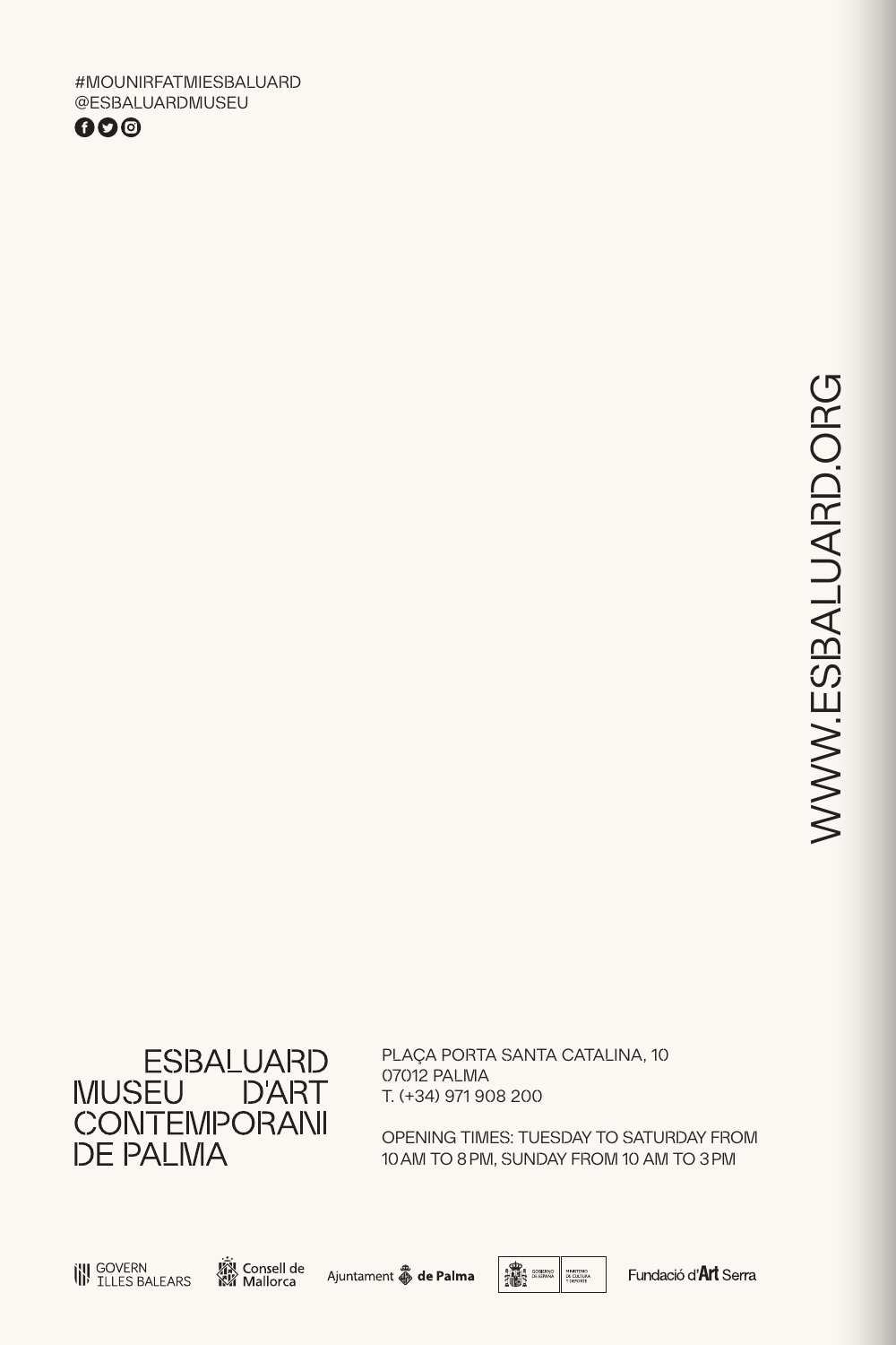#MOUNIRFATMIESBALUARD
@ESBALUARDMUSEU

WWW.ESBALUARD.ORG

ESBALUARD
MUSEU D'ART
CONTEMPORANI
DE PALMA

PLAÇA PORTA SANTA CATALINA, 10
07012 PALMA
T. (+34) 971 908 200

OPENING TIMES: TUESDAY TO SATURDAY FROM 10 AM TO 8 PM, SUNDAY FROM 10 AM TO 3 PM

GOVERN ILLES BALEARS
Consell de Mallorca
Ajuntament de Palma
GOBIERNO DE ESPAÑA — MINISTERIO DE CULTURA Y DEPORTE
Fundació d'Art Serra